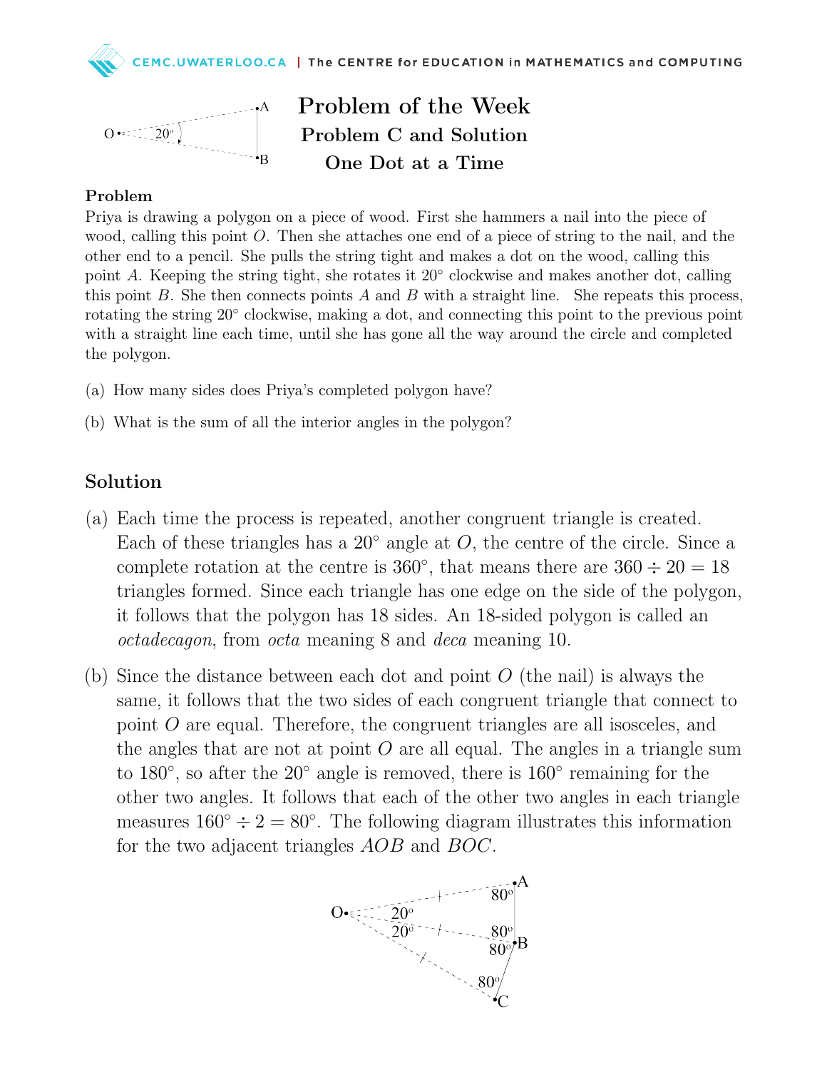# Problem of the Week

## Problem C and Solution

## One Dot at a Time

### Problem

Priya is drawing a polygon on a piece of wood. First she hammers a nail into the piece of wood, calling this point $O$. Then she attaches one end of a piece of string to the nail, and the other end to a pencil. She pulls the string tight and makes a dot on the wood, calling this point $A$. Keeping the string tight, she rotates it $20^\circ$ clockwise and makes another dot, calling this point $B$. She then connects points $A$ and $B$ with a straight line. She repeats this process, rotating the string $20^\circ$ clockwise, making a dot, and connecting this point to the previous point with a straight line each time, until she has gone all the way around the circle and completed the polygon.

(a) How many sides does Priya's completed polygon have?

(b) What is the sum of all the interior angles in the polygon?

## Solution

(a) Each time the process is repeated, another congruent triangle is created. Each of these triangles has a $20^\circ$ angle at $O$, the centre of the circle. Since a complete rotation at the centre is $360^\circ$, that means there are $360 \div 20 = 18$ triangles formed. Since each triangle has one edge on the side of the polygon, it follows that the polygon has 18 sides. An 18-sided polygon is called an *octadecagon*, from *octa* meaning 8 and *deca* meaning 10.

(b) Since the distance between each dot and point $O$ (the nail) is always the same, it follows that the two sides of each congruent triangle that connect to point $O$ are equal. Therefore, the congruent triangles are all isosceles, and the angles that are not at point $O$ are all equal. The angles in a triangle sum to $180^\circ$, so after the $20^\circ$ angle is removed, there is $160^\circ$ remaining for the other two angles. It follows that each of the other two angles in each triangle measures $160^\circ \div 2 = 80^\circ$. The following diagram illustrates this information for the two adjacent triangles $AOB$ and $BOC$.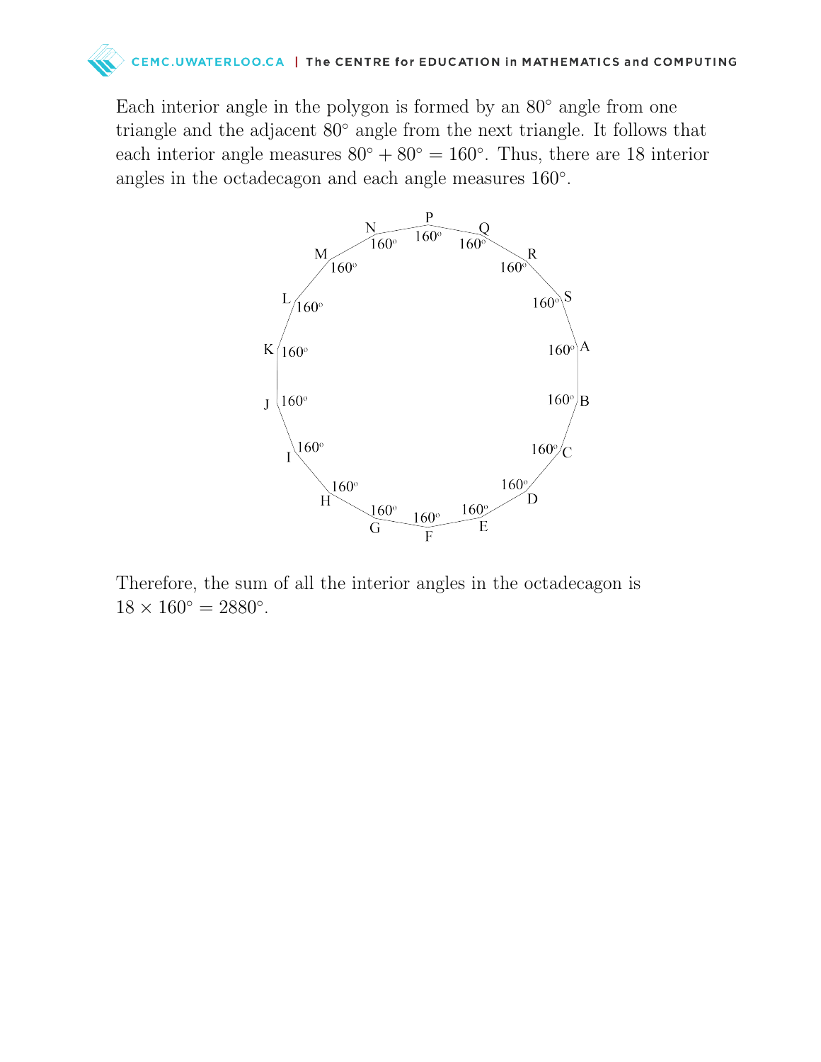Each interior angle in the polygon is formed by an $80^\circ$ angle from one triangle and the adjacent $80^\circ$ angle from the next triangle. It follows that each interior angle measures $80^\circ + 80^\circ = 160^\circ$. Thus, there are 18 interior angles in the octadecagon and each angle measures $160^\circ$.

Therefore, the sum of all the interior angles in the octadecagon is $18 \times 160^\circ = 2880^\circ$.